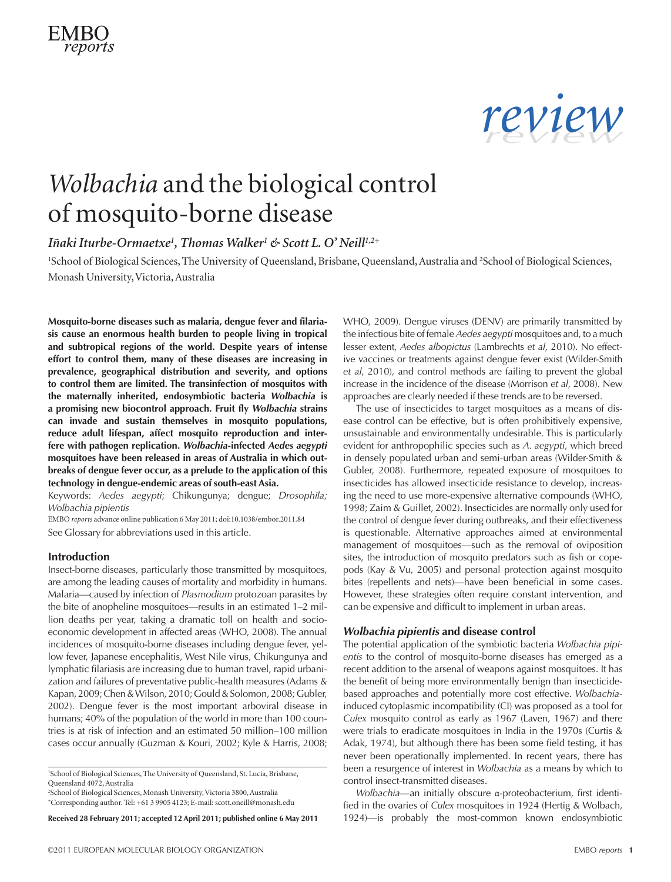# *Wolbachia* and the biological control of mosquito-borne disease

*Iñaki Iturbe-Ormaetxe[1], Thomas Walker[1] & Scott L. O'Neill[1,2+]*

[1]School of Biological Sciences, The University of Queensland, Brisbane, Queensland, Australia and [2]School of Biological Sciences, Monash University, Victoria, Australia

**Mosquito-borne diseases such as malaria, dengue fever and filariasis cause an enormous health burden to people living in tropical and subtropical regions of the world. Despite years of intense effort to control them, many of these diseases are increasing in prevalence, geographical distribution and severity, and options to control them are limited. The transinfection of mosquitos with the maternally inherited, endosymbiotic bacteria *Wolbachia* is a promising new biocontrol approach. Fruit fly *Wolbachia* strains can invade and sustain themselves in mosquito populations, reduce adult lifespan, affect mosquito reproduction and interfere with pathogen replication. *Wolbachia*-infected *Aedes aegypti* mosquitoes have been released in areas of Australia in which outbreaks of dengue fever occur, as a prelude to the application of this technology in dengue-endemic areas of south-east Asia.**

Keywords: *Aedes aegypti*; Chikungunya; dengue; *Drosophila; Wolbachia pipientis*

EMBO *reports* advance online publication 6 May 2011; doi:10.1038/embor.2011.84

See Glossary for abbreviations used in this article.

## Introduction

Insect-borne diseases, particularly those transmitted by mosquitoes, are among the leading causes of mortality and morbidity in humans. Malaria—caused by infection of *Plasmodium* protozoan parasites by the bite of anopheline mosquitoes—results in an estimated 1–2 million deaths per year, taking a dramatic toll on health and socioeconomic development in affected areas (WHO, 2008). The annual incidences of mosquito-borne diseases including dengue fever, yellow fever, Japanese encephalitis, West Nile virus, Chikungunya and lymphatic filariasis are increasing due to human travel, rapid urbanization and failures of preventative public-health measures (Adams & Kapan, 2009; Chen & Wilson, 2010; Gould & Solomon, 2008; Gubler, 2002). Dengue fever is the most important arboviral disease in humans; 40% of the population of the world in more than 100 countries is at risk of infection and an estimated 50 million–100 million cases occur annually (Guzman & Kouri, 2002; Kyle & Harris, 2008; WHO, 2009). Dengue viruses (DENV) are primarily transmitted by the infectious bite of female *Aedes aegypti* mosquitoes and, to a much lesser extent, *Aedes albopictus* (Lambrechts *et al*, 2010). No effective vaccines or treatments against dengue fever exist (Wilder-Smith *et al*, 2010), and control methods are failing to prevent the global increase in the incidence of the disease (Morrison *et al*, 2008). New approaches are clearly needed if these trends are to be reversed.

The use of insecticides to target mosquitoes as a means of disease control can be effective, but is often prohibitively expensive, unsustainable and environmentally undesirable. This is particularly evident for anthropophilic species such as *A. aegypti*, which breed in densely populated urban and semi-urban areas (Wilder-Smith & Gubler, 2008). Furthermore, repeated exposure of mosquitoes to insecticides has allowed insecticide resistance to develop, increasing the need to use more-expensive alternative compounds (WHO, 1998; Zaim & Guillet, 2002). Insecticides are normally only used for the control of dengue fever during outbreaks, and their effectiveness is questionable. Alternative approaches aimed at environmental management of mosquitoes—such as the removal of oviposition sites, the introduction of mosquito predators such as fish or copepods (Kay & Vu, 2005) and personal protection against mosquito bites (repellents and nets)—have been beneficial in some cases. However, these strategies often require constant intervention, and can be expensive and difficult to implement in urban areas.

## *Wolbachia pipientis* and disease control

The potential application of the symbiotic bacteria *Wolbachia pipientis* to the control of mosquito-borne diseases has emerged as a recent addition to the arsenal of weapons against mosquitoes. It has the benefit of being more environmentally benign than insecticide-based approaches and potentially more cost effective. *Wolbachia*-induced cytoplasmic incompatibility (CI) was proposed as a tool for *Culex* mosquito control as early as 1967 (Laven, 1967) and there were trials to eradicate mosquitoes in India in the 1970s (Curtis & Adak, 1974), but although there has been some field testing, it has never been operationally implemented. In recent years, there has been a resurgence of interest in *Wolbachia* as a means by which to control insect-transmitted diseases.

*Wolbachia*—an initially obscure α-proteobacterium, first identified in the ovaries of *Culex* mosquitoes in 1924 (Hertig & Wolbach, 1924)—is probably the most-common known endosymbiotic

[1]School of Biological Sciences, The University of Queensland, St. Lucia, Brisbane, Queensland 4072, Australia

[2]School of Biological Sciences, Monash University, Victoria 3800, Australia

[+]Corresponding author. Tel: +61 3 9905 4123; E-mail: scott.oneill@monash.edu

**Received 28 February 2011; accepted 12 April 2011; published online 6 May 2011**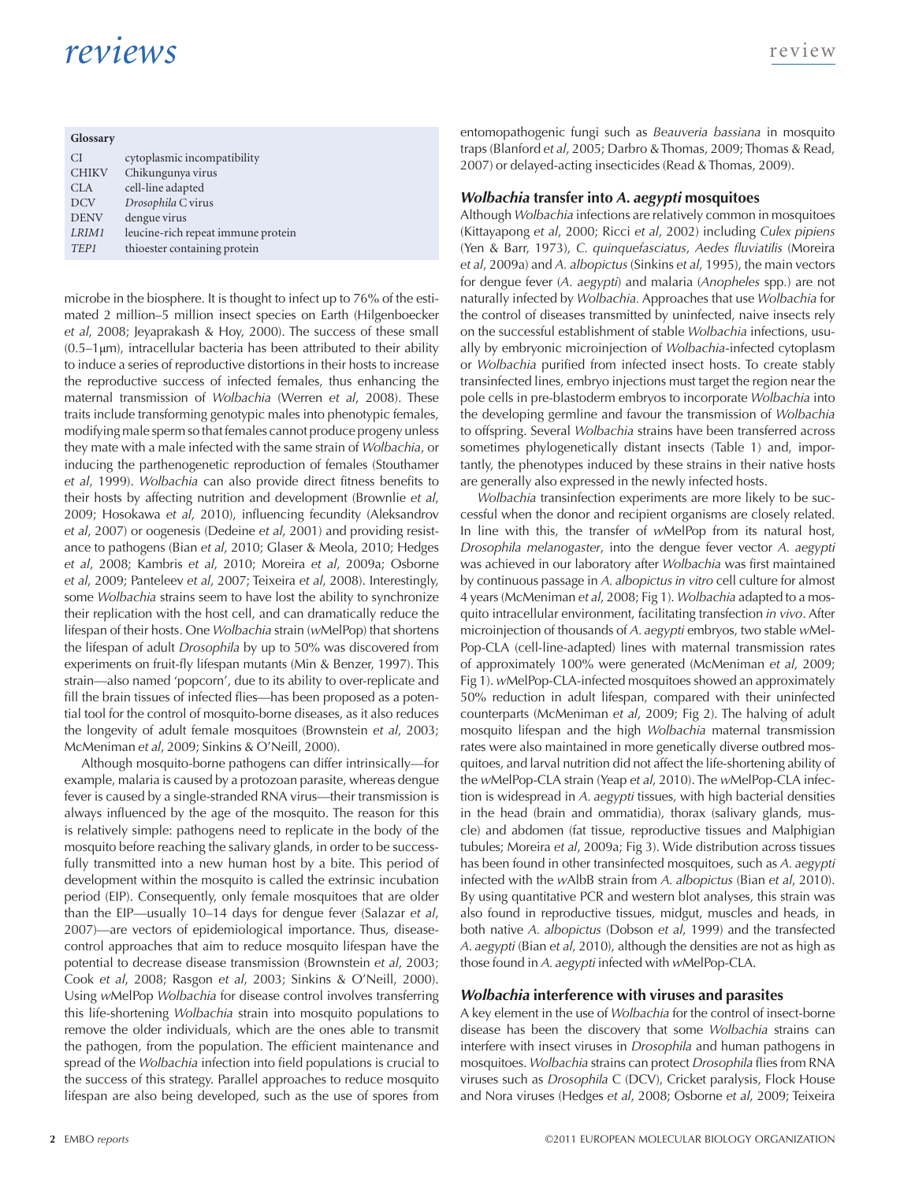**Glossary**

| | |
|---|---|
| CI | cytoplasmic incompatibility |
| CHIKV | Chikungunya virus |
| CLA | cell-line adapted |
| DCV | *Drosophila* C virus |
| DENV | dengue virus |
| *LRIM1* | leucine-rich repeat immune protein |
| *TEP1* | thioester containing protein |

microbe in the biosphere. It is thought to infect up to 76% of the estimated 2 million–5 million insect species on Earth (Hilgenboecker *et al*, 2008; Jeyaprakash & Hoy, 2000). The success of these small (0.5–1 μm), intracellular bacteria has been attributed to their ability to induce a series of reproductive distortions in their hosts to increase the reproductive success of infected females, thus enhancing the maternal transmission of *Wolbachia* (Werren *et al*, 2008). These traits include transforming genotypic males into phenotypic females, modifying male sperm so that females cannot produce progeny unless they mate with a male infected with the same strain of *Wolbachia*, or inducing the parthenogenetic reproduction of females (Stouthamer *et al*, 1999). *Wolbachia* can also provide direct fitness benefits to their hosts by affecting nutrition and development (Brownlie *et al*, 2009; Hosokawa *et al*, 2010), influencing fecundity (Aleksandrov *et al*, 2007) or oogenesis (Dedeine *et al*, 2001) and providing resistance to pathogens (Bian *et al*, 2010; Glaser & Meola, 2010; Hedges *et al*, 2008; Kambris *et al*, 2010; Moreira *et al*, 2009a; Osborne *et al*, 2009; Panteleev *et al*, 2007; Teixeira *et al*, 2008). Interestingly, some *Wolbachia* strains seem to have lost the ability to synchronize their replication with the host cell, and can dramatically reduce the lifespan of their hosts. One *Wolbachia* strain (*w*MelPop) that shortens the lifespan of adult *Drosophila* by up to 50% was discovered from experiments on fruit-fly lifespan mutants (Min & Benzer, 1997). This strain—also named 'popcorn', due to its ability to over-replicate and fill the brain tissues of infected flies—has been proposed as a potential tool for the control of mosquito-borne diseases, as it also reduces the longevity of adult female mosquitoes (Brownstein *et al*, 2003; McMeniman *et al*, 2009; Sinkins & O'Neill, 2000).

Although mosquito-borne pathogens can differ intrinsically—for example, malaria is caused by a protozoan parasite, whereas dengue fever is caused by a single-stranded RNA virus—their transmission is always influenced by the age of the mosquito. The reason for this is relatively simple: pathogens need to replicate in the body of the mosquito before reaching the salivary glands, in order to be successfully transmitted into a new human host by a bite. This period of development within the mosquito is called the extrinsic incubation period (EIP). Consequently, only female mosquitoes that are older than the EIP—usually 10–14 days for dengue fever (Salazar *et al*, 2007)—are vectors of epidemiological importance. Thus, disease-control approaches that aim to reduce mosquito lifespan have the potential to decrease disease transmission (Brownstein *et al*, 2003; Cook *et al*, 2008; Rasgon *et al*, 2003; Sinkins & O'Neill, 2000). Using *w*MelPop *Wolbachia* for disease control involves transferring this life-shortening *Wolbachia* strain into mosquito populations to remove the older individuals, which are the ones able to transmit the pathogen, from the population. The efficient maintenance and spread of the *Wolbachia* infection into field populations is crucial to the success of this strategy. Parallel approaches to reduce mosquito lifespan are also being developed, such as the use of spores from entomopathogenic fungi such as *Beauveria bassiana* in mosquito traps (Blanford *et al*, 2005; Darbro & Thomas, 2009; Thomas & Read, 2007) or delayed-acting insecticides (Read & Thomas, 2009).

## *Wolbachia* transfer into *A. aegypti* mosquitoes

Although *Wolbachia* infections are relatively common in mosquitoes (Kittayapong *et al*, 2000; Ricci *et al*, 2002) including *Culex pipiens* (Yen & Barr, 1973), *C. quinquefasciatus*, *Aedes fluviatilis* (Moreira *et al*, 2009a) and *A. albopictus* (Sinkins *et al*, 1995), the main vectors for dengue fever (*A. aegypti*) and malaria (*Anopheles* spp.) are not naturally infected by *Wolbachia*. Approaches that use *Wolbachia* for the control of diseases transmitted by uninfected, naive insects rely on the successful establishment of stable *Wolbachia* infections, usually by embryonic microinjection of *Wolbachia*-infected cytoplasm or *Wolbachia* purified from infected insect hosts. To create stably transinfected lines, embryo injections must target the region near the pole cells in pre-blastoderm embryos to incorporate *Wolbachia* into the developing germline and favour the transmission of *Wolbachia* to offspring. Several *Wolbachia* strains have been transferred across sometimes phylogenetically distant insects (Table 1) and, importantly, the phenotypes induced by these strains in their native hosts are generally also expressed in the newly infected hosts.

*Wolbachia* transinfection experiments are more likely to be successful when the donor and recipient organisms are closely related. In line with this, the transfer of *w*MelPop from its natural host, *Drosophila melanogaster*, into the dengue fever vector *A. aegypti* was achieved in our laboratory after *Wolbachia* was first maintained by continuous passage in *A. albopictus in vitro* cell culture for almost 4 years (McMeniman *et al*, 2008; Fig 1). *Wolbachia* adapted to a mosquito intracellular environment, facilitating transfection *in vivo*. After microinjection of thousands of *A. aegypti* embryos, two stable *w*MelPop-CLA (cell-line-adapted) lines with maternal transmission rates of approximately 100% were generated (McMeniman *et al*, 2009; Fig 1). *w*MelPop-CLA-infected mosquitoes showed an approximately 50% reduction in adult lifespan, compared with their uninfected counterparts (McMeniman *et al*, 2009; Fig 2). The halving of adult mosquito lifespan and the high *Wolbachia* maternal transmission rates were also maintained in more genetically diverse outbred mosquitoes, and larval nutrition did not affect the life-shortening ability of the *w*MelPop-CLA strain (Yeap *et al*, 2010). The *w*MelPop-CLA infection is widespread in *A. aegypti* tissues, with high bacterial densities in the head (brain and ommatidia), thorax (salivary glands, muscle) and abdomen (fat tissue, reproductive tissues and Malpighian tubules; Moreira *et al*, 2009a; Fig 3). Wide distribution across tissues has been found in other transinfected mosquitoes, such as *A. aegypti* infected with the *w*AlbB strain from *A. albopictus* (Bian *et al*, 2010). By using quantitative PCR and western blot analyses, this strain was also found in reproductive tissues, midgut, muscles and heads, in both native *A. albopictus* (Dobson *et al*, 1999) and the transfected *A. aegypti* (Bian *et al*, 2010), although the densities are not as high as those found in *A. aegypti* infected with *w*MelPop-CLA.

## *Wolbachia* interference with viruses and parasites

A key element in the use of *Wolbachia* for the control of insect-borne disease has been the discovery that some *Wolbachia* strains can interfere with insect viruses in *Drosophila* and human pathogens in mosquitoes. *Wolbachia* strains can protect *Drosophila* flies from RNA viruses such as *Drosophila* C (DCV), Cricket paralysis, Flock House and Nora viruses (Hedges *et al*, 2008; Osborne *et al*, 2009; Teixeira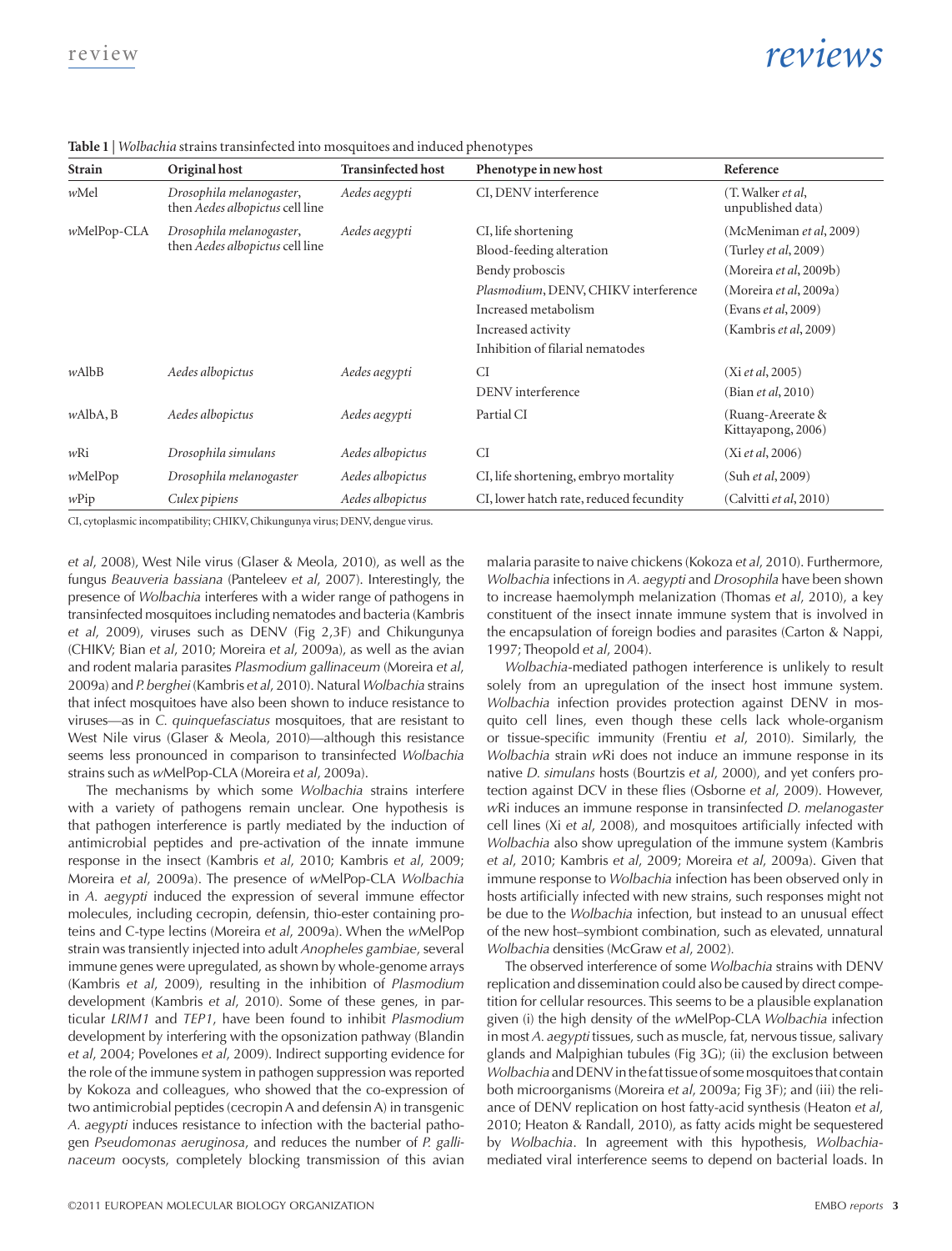**Table 1** | *Wolbachia* strains transinfected into mosquitoes and induced phenotypes

| Strain | Original host | Transinfected host | Phenotype in new host | Reference |
|---|---|---|---|---|
| *w*Mel | *Drosophila melanogaster*, then *Aedes albopictus* cell line | *Aedes aegypti* | CI, DENV interference | (T. Walker *et al*, unpublished data) |
| *w*MelPop-CLA | *Drosophila melanogaster*, then *Aedes albopictus* cell line | *Aedes aegypti* | CI, life shortening | (McMeniman *et al*, 2009) |
| | | | Blood-feeding alteration | (Turley *et al*, 2009) |
| | | | Bendy proboscis | (Moreira *et al*, 2009b) |
| | | | *Plasmodium*, DENV, CHIKV interference | (Moreira *et al*, 2009a) |
| | | | Increased metabolism | (Evans *et al*, 2009) |
| | | | Increased activity | (Kambris *et al*, 2009) |
| | | | Inhibition of filarial nematodes | |
| *w*AlbB | *Aedes albopictus* | *Aedes aegypti* | CI | (Xi *et al*, 2005) |
| | | | DENV interference | (Bian *et al*, 2010) |
| *w*AlbA, B | *Aedes albopictus* | *Aedes aegypti* | Partial CI | (Ruang-Areerate & Kittayapong, 2006) |
| *w*Ri | *Drosophila simulans* | *Aedes albopictus* | CI | (Xi *et al*, 2006) |
| *w*MelPop | *Drosophila melanogaster* | *Aedes albopictus* | CI, life shortening, embryo mortality | (Suh *et al*, 2009) |
| *w*Pip | *Culex pipiens* | *Aedes albopictus* | CI, lower hatch rate, reduced fecundity | (Calvitti *et al*, 2010) |

CI, cytoplasmic incompatibility; CHIKV, Chikungunya virus; DENV, dengue virus.

*et al*, 2008), West Nile virus (Glaser & Meola, 2010), as well as the fungus *Beauveria bassiana* (Panteleev *et al*, 2007). Interestingly, the presence of *Wolbachia* interferes with a wider range of pathogens in transinfected mosquitoes including nematodes and bacteria (Kambris *et al*, 2009), viruses such as DENV (Fig 2,3F) and Chikungunya (CHIKV; Bian *et al*, 2010; Moreira *et al*, 2009a), as well as the avian and rodent malaria parasites *Plasmodium gallinaceum* (Moreira *et al*, 2009a) and *P. berghei* (Kambris *et al*, 2010). Natural *Wolbachia* strains that infect mosquitoes have also been shown to induce resistance to viruses—as in *C. quinquefasciatus* mosquitoes, that are resistant to West Nile virus (Glaser & Meola, 2010)—although this resistance seems less pronounced in comparison to transinfected *Wolbachia* strains such as *w*MelPop-CLA (Moreira *et al*, 2009a).

The mechanisms by which some *Wolbachia* strains interfere with a variety of pathogens remain unclear. One hypothesis is that pathogen interference is partly mediated by the induction of antimicrobial peptides and pre-activation of the innate immune response in the insect (Kambris *et al*, 2010; Kambris *et al*, 2009; Moreira *et al*, 2009a). The presence of *w*MelPop-CLA *Wolbachia* in *A. aegypti* induced the expression of several immune effector molecules, including cecropin, defensin, thio-ester containing proteins and C-type lectins (Moreira *et al*, 2009a). When the *w*MelPop strain was transiently injected into adult *Anopheles gambiae*, several immune genes were upregulated, as shown by whole-genome arrays (Kambris *et al*, 2009), resulting in the inhibition of *Plasmodium* development (Kambris *et al*, 2010). Some of these genes, in particular *LRIM1* and *TEP1*, have been found to inhibit *Plasmodium* development by interfering with the opsonization pathway (Blandin *et al*, 2004; Povelones *et al*, 2009). Indirect supporting evidence for the role of the immune system in pathogen suppression was reported by Kokoza and colleagues, who showed that the co-expression of two antimicrobial peptides (cecropin A and defensin A) in transgenic *A. aegypti* induces resistance to infection with the bacterial pathogen *Pseudomonas aeruginosa*, and reduces the number of *P. gallinaceum* oocysts, completely blocking transmission of this avian malaria parasite to naive chickens (Kokoza *et al*, 2010). Furthermore, *Wolbachia* infections in *A. aegypti* and *Drosophila* have been shown to increase haemolymph melanization (Thomas *et al*, 2010), a key constituent of the insect innate immune system that is involved in the encapsulation of foreign bodies and parasites (Carton & Nappi, 1997; Theopold *et al*, 2004).

*Wolbachia*-mediated pathogen interference is unlikely to result solely from an upregulation of the insect host immune system. *Wolbachia* infection provides protection against DENV in mosquito cell lines, even though these cells lack whole-organism or tissue-specific immunity (Frentiu *et al*, 2010). Similarly, the *Wolbachia* strain *w*Ri does not induce an immune response in its native *D. simulans* hosts (Bourtzis *et al*, 2000), and yet confers protection against DCV in these flies (Osborne *et al*, 2009). However, *w*Ri induces an immune response in transinfected *D. melanogaster* cell lines (Xi *et al*, 2008), and mosquitoes artificially infected with *Wolbachia* also show upregulation of the immune system (Kambris *et al*, 2010; Kambris *et al*, 2009; Moreira *et al*, 2009a). Given that immune response to *Wolbachia* infection has been observed only in hosts artificially infected with new strains, such responses might not be due to the *Wolbachia* infection, but instead to an unusual effect of the new host–symbiont combination, such as elevated, unnatural *Wolbachia* densities (McGraw *et al*, 2002).

The observed interference of some *Wolbachia* strains with DENV replication and dissemination could also be caused by direct competition for cellular resources. This seems to be a plausible explanation given (i) the high density of the *w*MelPop-CLA *Wolbachia* infection in most *A. aegypti* tissues, such as muscle, fat, nervous tissue, salivary glands and Malpighian tubules (Fig 3G); (ii) the exclusion between *Wolbachia* and DENV in the fat tissue of some mosquitoes that contain both microorganisms (Moreira *et al*, 2009a; Fig 3F); and (iii) the reliance of DENV replication on host fatty-acid synthesis (Heaton *et al*, 2010; Heaton & Randall, 2010), as fatty acids might be sequestered by *Wolbachia*. In agreement with this hypothesis, *Wolbachia*-mediated viral interference seems to depend on bacterial loads. In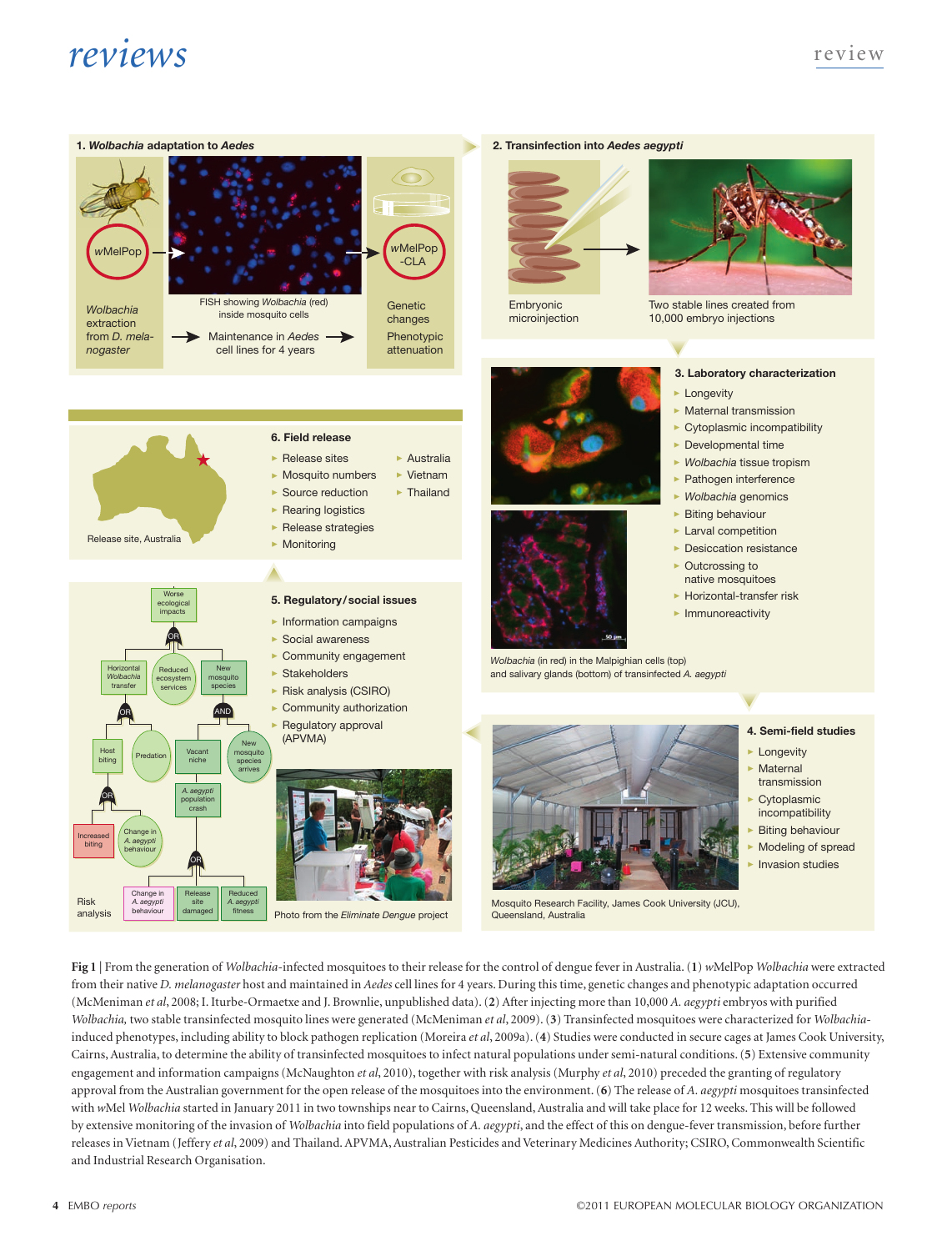**Fig 1** | From the generation of *Wolbachia*-infected mosquitoes to their release for the control of dengue fever in Australia. (**1**) *w*MelPop *Wolbachia* were extracted from their native *D. melanogaster* host and maintained in *Aedes* cell lines for 4 years. During this time, genetic changes and phenotypic adaptation occurred (McMeniman *et al*, 2008; I. Iturbe-Ormaetxe and J. Brownlie, unpublished data). (**2**) After injecting more than 10,000 *A. aegypti* embryos with purified *Wolbachia,* two stable transfected mosquito lines were generated (McMeniman *et al*, 2009). (**3**) Transinfected mosquitoes were characterized for *Wolbachia*-induced phenotypes, including ability to block pathogen replication (Moreira *et al*, 2009a). (**4**) Studies were conducted in secure cages at James Cook University, Cairns, Australia, to determine the ability of transinfected mosquitoes to infect natural populations under semi-natural conditions. (**5**) Extensive community engagement and information campaigns (McNaughton *et al*, 2010), together with risk analysis (Murphy *et al*, 2010) preceded the granting of regulatory approval from the Australian government for the open release of the mosquitoes into the environment. (**6**) The release of *A. aegypti* mosquitoes transinfected with *w*Mel *Wolbachia* started in January 2011 in two townships near to Cairns, Queensland, Australia and will take place for 12 weeks. This will be followed by extensive monitoring of the invasion of *Wolbachia* into field populations of *A. aegypti*, and the effect of this on dengue-fever transmission, before further releases in Vietnam (Jeffery *et al*, 2009) and Thailand. APVMA, Australian Pesticides and Veterinary Medicines Authority; CSIRO, Commonwealth Scientific and Industrial Research Organisation.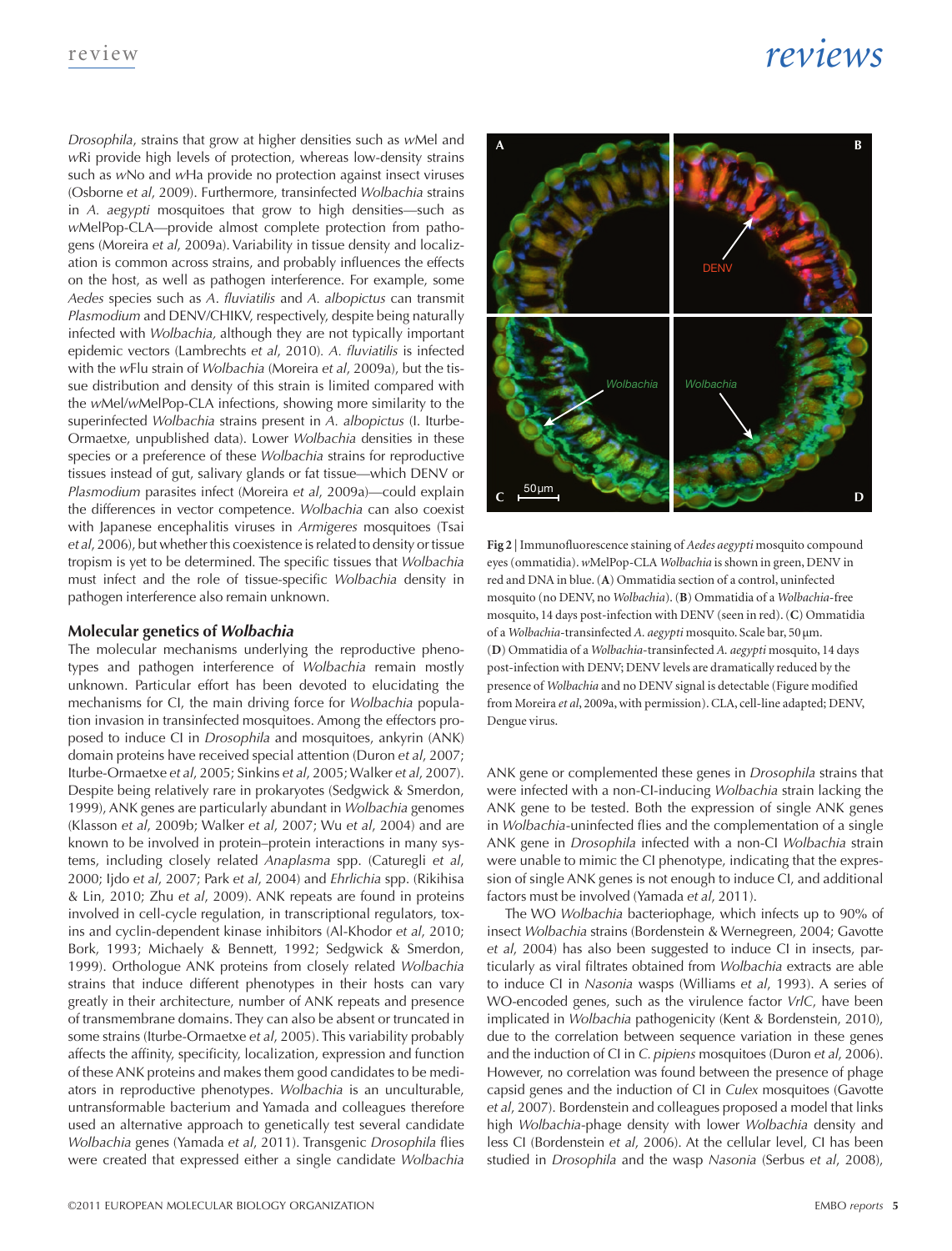*Drosophila*, strains that grow at higher densities such as *w*Mel and *w*Ri provide high levels of protection, whereas low-density strains such as *w*No and *w*Ha provide no protection against insect viruses (Osborne *et al*, 2009). Furthermore, transinfected *Wolbachia* strains in *A. aegypti* mosquitoes that grow to high densities—such as *w*MelPop-CLA—provide almost complete protection from pathogens (Moreira *et al*, 2009a). Variability in tissue density and localization is common across strains, and probably influences the effects on the host, as well as pathogen interference. For example, some *Aedes* species such as *A. fluviatilis* and *A. albopictus* can transmit *Plasmodium* and DENV/CHIKV, respectively, despite being naturally infected with *Wolbachia*, although they are not typically important epidemic vectors (Lambrechts *et al*, 2010). *A. fluviatilis* is infected with the *w*Flu strain of *Wolbachia* (Moreira *et al*, 2009a), but the tissue distribution and density of this strain is limited compared with the *w*Mel/*w*MelPop-CLA infections, showing more similarity to the superinfected *Wolbachia* strains present in *A. albopictus* (I. Iturbe-Ormaetxe, unpublished data). Lower *Wolbachia* densities in these species or a preference of these *Wolbachia* strains for reproductive tissues instead of gut, salivary glands or fat tissue—which DENV or *Plasmodium* parasites infect (Moreira *et al*, 2009a)—could explain the differences in vector competence. *Wolbachia* can also coexist with Japanese encephalitis viruses in *Armigeres* mosquitoes (Tsai *et al*, 2006), but whether this coexistence is related to density or tissue tropism is yet to be determined. The specific tissues that *Wolbachia* must infect and the role of tissue-specific *Wolbachia* density in pathogen interference also remain unknown.

## Molecular genetics of *Wolbachia*

The molecular mechanisms underlying the reproductive phenotypes and pathogen interference of *Wolbachia* remain mostly unknown. Particular effort has been devoted to elucidating the mechanisms for CI, the main driving force for *Wolbachia* population invasion in transinfected mosquitoes. Among the effectors proposed to induce CI in *Drosophila* and mosquitoes, ankyrin (ANK) domain proteins have received special attention (Duron *et al*, 2007; Iturbe-Ormaetxe *et al*, 2005; Sinkins *et al*, 2005; Walker *et al*, 2007). Despite being relatively rare in prokaryotes (Sedgwick & Smerdon, 1999), ANK genes are particularly abundant in *Wolbachia* genomes (Klasson *et al*, 2009b; Walker *et al*, 2007; Wu *et al*, 2004) and are known to be involved in protein–protein interactions in many systems, including closely related *Anaplasma* spp. (Caturegli *et al*, 2000; Ijdo *et al*, 2007; Park *et al*, 2004) and *Ehrlichia* spp. (Rikihisa & Lin, 2010; Zhu *et al*, 2009). ANK repeats are found in proteins involved in cell-cycle regulation, in transcriptional regulators, toxins and cyclin-dependent kinase inhibitors (Al-Khodor *et al*, 2010; Bork, 1993; Michaely & Bennett, 1992; Sedgwick & Smerdon, 1999). Orthologue ANK proteins from closely related *Wolbachia* strains that induce different phenotypes in their hosts can vary greatly in their architecture, number of ANK repeats and presence of transmembrane domains. They can also be absent or truncated in some strains (Iturbe-Ormaetxe *et al*, 2005). This variability probably affects the affinity, specificity, localization, expression and function of these ANK proteins and makes them good candidates to be mediators in reproductive phenotypes. *Wolbachia* is an unculturable, untransformable bacterium and Yamada and colleagues therefore used an alternative approach to genetically test several candidate *Wolbachia* genes (Yamada *et al*, 2011). Transgenic *Drosophila* flies were created that expressed either a single candidate *Wolbachia* ANK gene or complemented these genes in *Drosophila* strains that were infected with a non-CI-inducing *Wolbachia* strain lacking the ANK gene to be tested. Both the expression of single ANK genes in *Wolbachia*-uninfected flies and the complementation of a single ANK gene in *Drosophila* infected with a non-CI *Wolbachia* strain were unable to mimic the CI phenotype, indicating that the expression of single ANK genes is not enough to induce CI, and additional factors must be involved (Yamada *et al*, 2011).

The WO *Wolbachia* bacteriophage, which infects up to 90% of insect *Wolbachia* strains (Bordenstein & Wernegreen, 2004; Gavotte *et al*, 2004) has also been suggested to induce CI in insects, particularly as viral filtrates obtained from *Wolbachia* extracts are able to induce CI in *Nasonia* wasps (Williams *et al*, 1993). A series of WO-encoded genes, such as the virulence factor *VrlC*, have been implicated in *Wolbachia* pathogenicity (Kent & Bordenstein, 2010), due to the correlation between sequence variation in these genes and the induction of CI in *C. pipiens* mosquitoes (Duron *et al*, 2006). However, no correlation was found between the presence of phage capsid genes and the induction of CI in *Culex* mosquitoes (Gavotte *et al*, 2007). Bordenstein and colleagues proposed a model that links high *Wolbachia*-phage density with lower *Wolbachia* density and less CI (Bordenstein *et al*, 2006). At the cellular level, CI has been studied in *Drosophila* and the wasp *Nasonia* (Serbus *et al*, 2008),

**Fig 2 |** Immunofluorescence staining of *Aedes aegypti* mosquito compound eyes (ommatidia). *w*MelPop-CLA *Wolbachia* is shown in green, DENV in red and DNA in blue. (**A**) Ommatidia section of a control, uninfected mosquito (no DENV, no *Wolbachia*). (**B**) Ommatidia of a *Wolbachia*-free mosquito, 14 days post-infection with DENV (seen in red). (**C**) Ommatidia of a *Wolbachia*-transinfected *A. aegypti* mosquito. Scale bar, 50 μm. (**D**) Ommatidia of a *Wolbachia*-transinfected *A. aegypti* mosquito, 14 days post-infection with DENV; DENV levels are dramatically reduced by the presence of *Wolbachia* and no DENV signal is detectable (Figure modified from Moreira *et al*, 2009a, with permission). CLA, cell-line adapted; DENV, Dengue virus.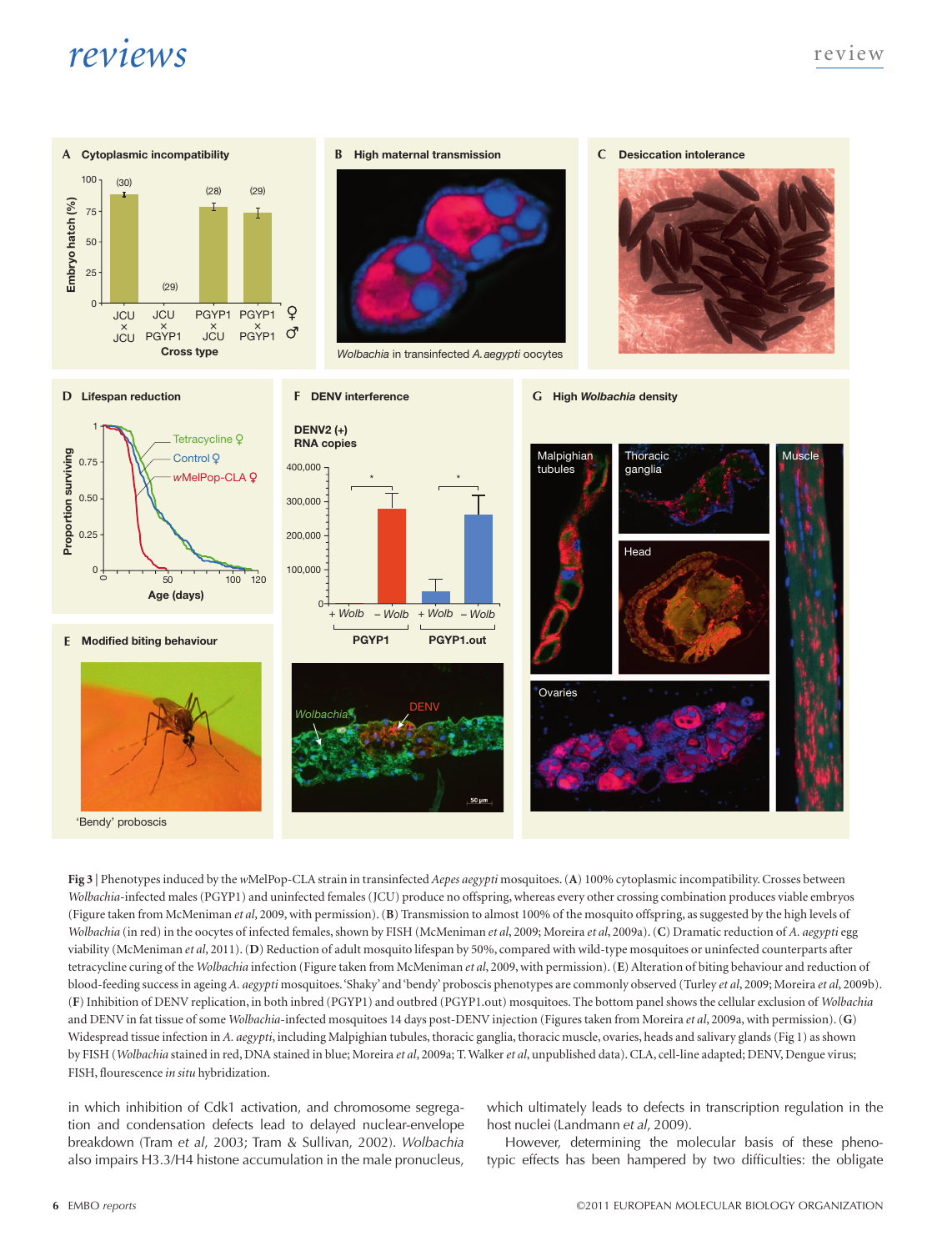**Fig 3** | Phenotypes induced by the *w*MelPop-CLA strain in transinfected *Aepes aegypti* mosquitoes. (**A**) 100% cytoplasmic incompatibility. Crosses between *Wolbachia*-infected males (PGYP1) and uninfected females (JCU) produce no offspring, whereas every other crossing combination produces viable embryos (Figure taken from McMeniman *et al*, 2009, with permission). (**B**) Transmission to almost 100% of the mosquito offspring, as suggested by the high levels of *Wolbachia* (in red) in the oocytes of infected females, shown by FISH (McMeniman *et al*, 2009; Moreira *et al*, 2009a). (**C**) Dramatic reduction of *A. aegypti* egg viability (McMeniman *et al*, 2011). (**D**) Reduction of adult mosquito lifespan by 50%, compared with wild-type mosquitoes or uninfected counterparts after tetracycline curing of the *Wolbachia* infection (Figure taken from McMeniman *et al*, 2009, with permission). (**E**) Alteration of biting behaviour and reduction of blood-feeding success in ageing *A. aegypti* mosquitoes. 'Shaky' and 'bendy' proboscis phenotypes are commonly observed (Turley *et al*, 2009; Moreira *et al*, 2009b). (**F**) Inhibition of DENV replication, in both inbred (PGYP1) and outbred (PGYP1.out) mosquitoes. The bottom panel shows the cellular exclusion of *Wolbachia* and DENV in fat tissue of some *Wolbachia*-infected mosquitoes 14 days post-DENV injection (Figures taken from Moreira *et al*, 2009a, with permission). (**G**) Widespread tissue infection in *A. aegypti*, including Malpighian tubules, thoracic ganglia, thoracic muscle, ovaries, heads and salivary glands (Fig 1) as shown by FISH (*Wolbachia* stained in red, DNA stained in blue; Moreira *et al*, 2009a; T. Walker *et al*, unpublished data). CLA, cell-line adapted; DENV, Dengue virus; FISH, flourescence *in situ* hybridization.

in which inhibition of Cdk1 activation, and chromosome segregation and condensation defects lead to delayed nuclear-envelope breakdown (Tram *et al*, 2003; Tram & Sullivan, 2002). *Wolbachia* also impairs H3.3/H4 histone accumulation in the male pronucleus, which ultimately leads to defects in transcription regulation in the host nuclei (Landmann *et al*, 2009).

However, determining the molecular basis of these phenotypic effects has been hampered by two difficulties: the obligate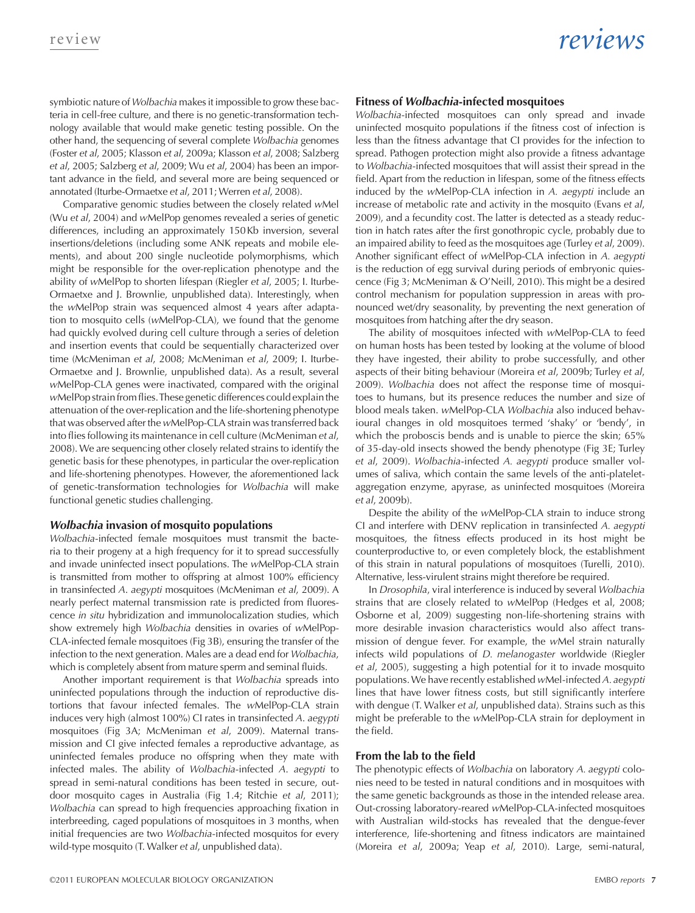symbiotic nature of *Wolbachia* makes it impossible to grow these bacteria in cell-free culture, and there is no genetic-transformation technology available that would make genetic testing possible. On the other hand, the sequencing of several complete *Wolbachia* genomes (Foster *et al*, 2005; Klasson *et al*, 2009a; Klasson *et al*, 2008; Salzberg *et al*, 2005; Salzberg *et al*, 2009; Wu *et al*, 2004) has been an important advance in the field, and several more are being sequenced or annotated (Iturbe-Ormaetxe *et al*, 2011; Werren *et al*, 2008).

Comparative genomic studies between the closely related *w*Mel (Wu *et al*, 2004) and *w*MelPop genomes revealed a series of genetic differences, including an approximately 150 Kb inversion, several insertions/deletions (including some ANK repeats and mobile elements), and about 200 single nucleotide polymorphisms, which might be responsible for the over-replication phenotype and the ability of *w*MelPop to shorten lifespan (Riegler *et al*, 2005; I. Iturbe-Ormaetxe and J. Brownlie, unpublished data). Interestingly, when the *w*MelPop strain was sequenced almost 4 years after adaptation to mosquito cells (*w*MelPop-CLA), we found that the genome had quickly evolved during cell culture through a series of deletion and insertion events that could be sequentially characterized over time (McMeniman *et al*, 2008; McMeniman *et al*, 2009; I. Iturbe-Ormaetxe and J. Brownlie, unpublished data). As a result, several *w*MelPop-CLA genes were inactivated, compared with the original *w*MelPop strain from flies. These genetic differences could explain the attenuation of the over-replication and the life-shortening phenotype that was observed after the *w*MelPop-CLA strain was transferred back into flies following its maintenance in cell culture (McMeniman *et al*, 2008). We are sequencing other closely related strains to identify the genetic basis for these phenotypes, in particular the over-replication and life-shortening phenotypes. However, the aforementioned lack of genetic-transformation technologies for *Wolbachia* will make functional genetic studies challenging.

## *Wolbachia* invasion of mosquito populations

*Wolbachia*-infected female mosquitoes must transmit the bacteria to their progeny at a high frequency for it to spread successfully and invade uninfected insect populations. The *w*MelPop-CLA strain is transmitted from mother to offspring at almost 100% efficiency in transinfected *A. aegypti* mosquitoes (McMeniman *et al*, 2009). A nearly perfect maternal transmission rate is predicted from fluorescence *in situ* hybridization and immunolocalization studies, which show extremely high *Wolbachia* densities in ovaries of *w*MelPop-CLA-infected female mosquitoes (Fig 3B), ensuring the transfer of the infection to the next generation. Males are a dead end for *Wolbachia*, which is completely absent from mature sperm and seminal fluids.

Another important requirement is that *Wolbachia* spreads into uninfected populations through the induction of reproductive distortions that favour infected females. The *w*MelPop-CLA strain induces very high (almost 100%) CI rates in transinfected *A. aegypti* mosquitoes (Fig 3A; McMeniman *et al*, 2009). Maternal transmission and CI give infected females a reproductive advantage, as uninfected females produce no offspring when they mate with infected males. The ability of *Wolbachia*-infected *A. aegypti* to spread in semi-natural conditions has been tested in secure, outdoor mosquito cages in Australia (Fig 1.4; Ritchie *et al*, 2011); *Wolbachia* can spread to high frequencies approaching fixation in interbreeding, caged populations of mosquitoes in 3 months, when initial frequencies are two *Wolbachia*-infected mosquitos for every wild-type mosquito (T. Walker *et al*, unpublished data).

## Fitness of *Wolbachia*-infected mosquitoes

*Wolbachia*-infected mosquitoes can only spread and invade uninfected mosquito populations if the fitness cost of infection is less than the fitness advantage that CI provides for the infection to spread. Pathogen protection might also provide a fitness advantage to *Wolbachia*-infected mosquitoes that will assist their spread in the field. Apart from the reduction in lifespan, some of the fitness effects induced by the *w*MelPop-CLA infection in *A. aegypti* include an increase of metabolic rate and activity in the mosquito (Evans *et al*, 2009), and a fecundity cost. The latter is detected as a steady reduction in hatch rates after the first gonothropic cycle, probably due to an impaired ability to feed as the mosquitoes age (Turley *et al*, 2009). Another significant effect of *w*MelPop-CLA infection in *A. aegypti* is the reduction of egg survival during periods of embryonic quiescence (Fig 3; McMeniman & O'Neill, 2010). This might be a desired control mechanism for population suppression in areas with pronounced wet/dry seasonality, by preventing the next generation of mosquitoes from hatching after the dry season.

The ability of mosquitoes infected with *w*MelPop-CLA to feed on human hosts has been tested by looking at the volume of blood they have ingested, their ability to probe successfully, and other aspects of their biting behaviour (Moreira *et al*, 2009b; Turley *et al*, 2009). *Wolbachia* does not affect the response time of mosquitoes to humans, but its presence reduces the number and size of blood meals taken. *w*MelPop-CLA *Wolbachia* also induced behavioural changes in old mosquitoes termed 'shaky' or 'bendy', in which the proboscis bends and is unable to pierce the skin; 65% of 35-day-old insects showed the bendy phenotype (Fig 3E; Turley *et al*, 2009). *Wolbachia*-infected *A. aegypti* produce smaller volumes of saliva, which contain the same levels of the anti-platelet-aggregation enzyme, apyrase, as uninfected mosquitoes (Moreira *et al*, 2009b).

Despite the ability of the *w*MelPop-CLA strain to induce strong CI and interfere with DENV replication in transinfected *A. aegypti* mosquitoes, the fitness effects produced in its host might be counterproductive to, or even completely block, the establishment of this strain in natural populations of mosquitoes (Turelli, 2010). Alternative, less-virulent strains might therefore be required.

In *Drosophila*, viral interference is induced by several *Wolbachia* strains that are closely related to *w*MelPop (Hedges et al, 2008; Osborne et al, 2009) suggesting non-life-shortening strains with more desirable invasion characteristics would also affect transmission of dengue fever. For example, the *w*Mel strain naturally infects wild populations of *D. melanogaster* worldwide (Riegler *et al*, 2005), suggesting a high potential for it to invade mosquito populations. We have recently established *w*Mel-infected *A. aegypti* lines that have lower fitness costs, but still significantly interfere with dengue (T. Walker *et al*, unpublished data). Strains such as this might be preferable to the *w*MelPop-CLA strain for deployment in the field.

## From the lab to the field

The phenotypic effects of *Wolbachia* on laboratory *A. aegypti* colonies need to be tested in natural conditions and in mosquitoes with the same genetic backgrounds as those in the intended release area. Out-crossing laboratory-reared *w*MelPop-CLA-infected mosquitoes with Australian wild-stocks has revealed that the dengue-fever interference, life-shortening and fitness indicators are maintained (Moreira *et al*, 2009a; Yeap *et al*, 2010). Large, semi-natural,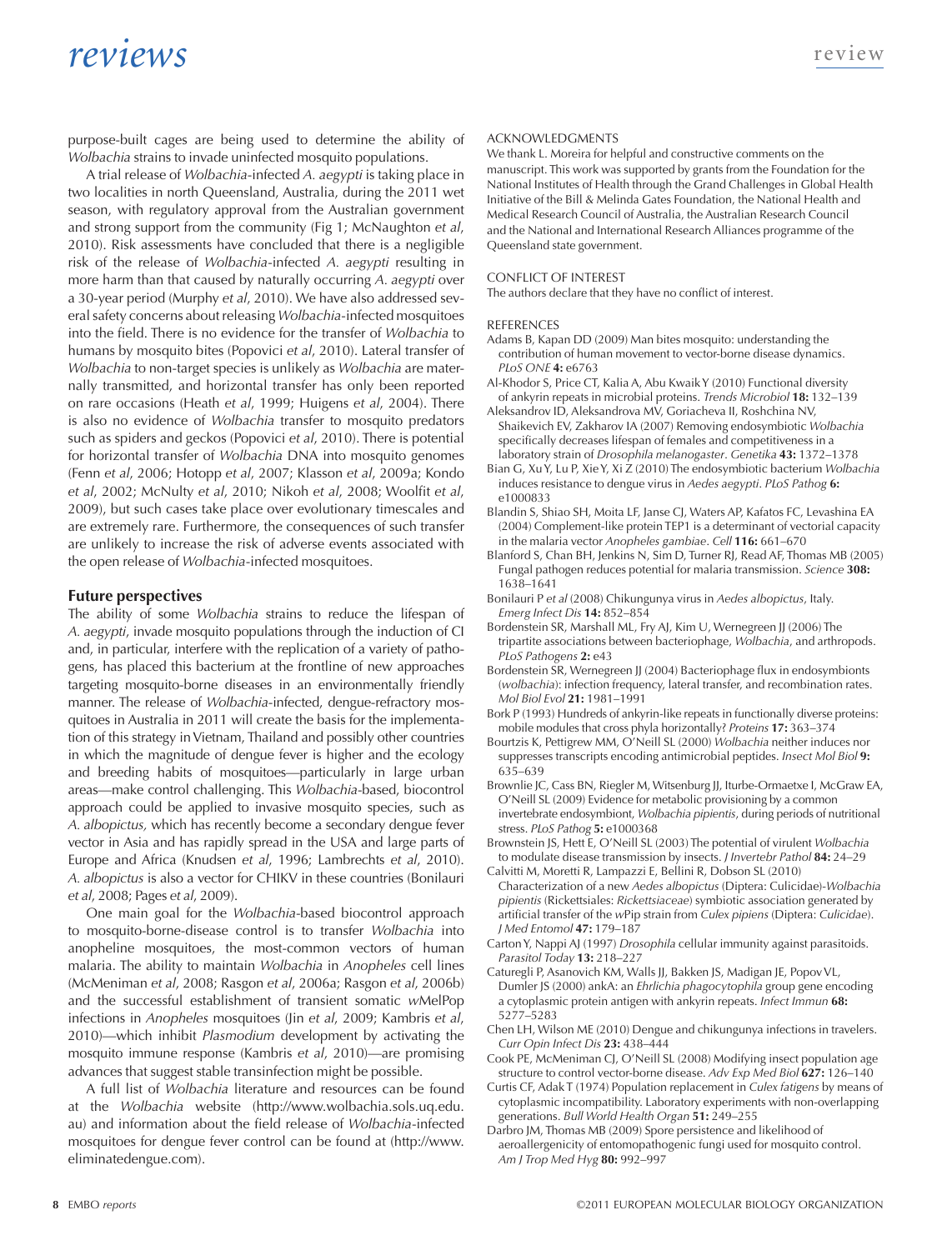purpose-built cages are being used to determine the ability of *Wolbachia* strains to invade uninfected mosquito populations.

A trial release of *Wolbachia*-infected *A. aegypti* is taking place in two localities in north Queensland, Australia, during the 2011 wet season, with regulatory approval from the Australian government and strong support from the community (Fig 1; McNaughton *et al*, 2010). Risk assessments have concluded that there is a negligible risk of the release of *Wolbachia*-infected *A. aegypti* resulting in more harm than that caused by naturally occurring *A. aegypti* over a 30-year period (Murphy *et al*, 2010). We have also addressed several safety concerns about releasing *Wolbachia*-infected mosquitoes into the field. There is no evidence for the transfer of *Wolbachia* to humans by mosquito bites (Popovici *et al*, 2010). Lateral transfer of *Wolbachia* to non-target species is unlikely as *Wolbachia* are maternally transmitted, and horizontal transfer has only been reported on rare occasions (Heath *et al*, 1999; Huigens *et al*, 2004). There is also no evidence of *Wolbachia* transfer to mosquito predators such as spiders and geckos (Popovici *et al*, 2010). There is potential for horizontal transfer of *Wolbachia* DNA into mosquito genomes (Fenn *et al*, 2006; Hotopp *et al*, 2007; Klasson *et al*, 2009a; Kondo *et al*, 2002; McNulty *et al*, 2010; Nikoh *et al*, 2008; Woolfit *et al*, 2009), but such cases take place over evolutionary timescales and are extremely rare. Furthermore, the consequences of such transfer are unlikely to increase the risk of adverse events associated with the open release of *Wolbachia*-infected mosquitoes.

## Future perspectives

The ability of some *Wolbachia* strains to reduce the lifespan of *A. aegypti*, invade mosquito populations through the induction of CI and, in particular, interfere with the replication of a variety of pathogens, has placed this bacterium at the frontline of new approaches targeting mosquito-borne diseases in an environmentally friendly manner. The release of *Wolbachia*-infected, dengue-refractory mosquitoes in Australia in 2011 will create the basis for the implementation of this strategy in Vietnam, Thailand and possibly other countries in which the magnitude of dengue fever is higher and the ecology and breeding habits of mosquitoes—particularly in large urban areas—make control challenging. This *Wolbachia*-based, biocontrol approach could be applied to invasive mosquito species, such as *A. albopictus,* which has recently become a secondary dengue fever vector in Asia and has rapidly spread in the USA and large parts of Europe and Africa (Knudsen *et al*, 1996; Lambrechts *et al*, 2010). *A. albopictus* is also a vector for CHIKV in these countries (Bonilauri *et al*, 2008; Pages *et al*, 2009).

One main goal for the *Wolbachia*-based biocontrol approach to mosquito-borne-disease control is to transfer *Wolbachia* into anopheline mosquitoes, the most-common vectors of human malaria. The ability to maintain *Wolbachia* in *Anopheles* cell lines (McMeniman *et al*, 2008; Rasgon *et al*, 2006a; Rasgon *et al*, 2006b) and the successful establishment of transient somatic *w*MelPop infections in *Anopheles* mosquitoes (Jin *et al*, 2009; Kambris *et al*, 2010)—which inhibit *Plasmodium* development by activating the mosquito immune response (Kambris *et al*, 2010)—are promising advances that suggest stable transinfection might be possible.

A full list of *Wolbachia* literature and resources can be found at the *Wolbachia* website (http://www.wolbachia.sols.uq.edu.au) and information about the field release of *Wolbachia*-infected mosquitoes for dengue fever control can be found at (http://www.eliminatedengue.com).

ACKNOWLEDGMENTS

We thank L. Moreira for helpful and constructive comments on the manuscript. This work was supported by grants from the Foundation for the National Institutes of Health through the Grand Challenges in Global Health Initiative of the Bill & Melinda Gates Foundation, the National Health and Medical Research Council of Australia, the Australian Research Council and the National and International Research Alliances programme of the Queensland state government.

CONFLICT OF INTEREST

The authors declare that they have no conflict of interest.

REFERENCES

Adams B, Kapan DD (2009) Man bites mosquito: understanding the contribution of human movement to vector-borne disease dynamics. *PLoS ONE* **4:** e6763

Al-Khodor S, Price CT, Kalia A, Abu Kwaik Y (2010) Functional diversity of ankyrin repeats in microbial proteins. *Trends Microbiol* **18:** 132–139

Aleksandrov ID, Aleksandrova MV, Goriacheva II, Roshchina NV, Shaikevich EV, Zakharov IA (2007) Removing endosymbiotic *Wolbachia* specifically decreases lifespan of females and competitiveness in a laboratory strain of *Drosophila melanogaster*. *Genetika* **43:** 1372–1378

Bian G, Xu Y, Lu P, Xie Y, Xi Z (2010) The endosymbiotic bacterium *Wolbachia* induces resistance to dengue virus in *Aedes aegypti*. *PLoS Pathog* **6:** e1000833

Blandin S, Shiao SH, Moita LF, Janse CJ, Waters AP, Kafatos FC, Levashina EA (2004) Complement-like protein TEP1 is a determinant of vectorial capacity in the malaria vector *Anopheles gambiae*. *Cell* **116:** 661–670

Blanford S, Chan BH, Jenkins N, Sim D, Turner RJ, Read AF, Thomas MB (2005) Fungal pathogen reduces potential for malaria transmission. *Science* **308:** 1638–1641

Bonilauri P *et al* (2008) Chikungunya virus in *Aedes albopictus*, Italy. *Emerg Infect Dis* **14:** 852–854

Bordenstein SR, Marshall ML, Fry AJ, Kim U, Wernegreen JJ (2006) The tripartite associations between bacteriophage, *Wolbachia*, and arthropods. *PLoS Pathogens* **2:** e43

Bordenstein SR, Wernegreen JJ (2004) Bacteriophage flux in endosymbionts (*wolbachia*): infection frequency, lateral transfer, and recombination rates. *Mol Biol Evol* **21:** 1981–1991

Bork P (1993) Hundreds of ankyrin-like repeats in functionally diverse proteins: mobile modules that cross phyla horizontally? *Proteins* **17:** 363–374

Bourtzis K, Pettigrew MM, O'Neill SL (2000) *Wolbachia* neither induces nor suppresses transcripts encoding antimicrobial peptides. *Insect Mol Biol* **9:** 635–639

Brownlie JC, Cass BN, Riegler M, Witsenburg JJ, Iturbe-Ormaetxe I, McGraw EA, O'Neill SL (2009) Evidence for metabolic provisioning by a common invertebrate endosymbiont, *Wolbachia pipientis*, during periods of nutritional stress. *PLoS Pathog* **5:** e1000368

Brownstein JS, Hett E, O'Neill SL (2003) The potential of virulent *Wolbachia* to modulate disease transmission by insects. *J Invertebr Pathol* **84:** 24–29

Calvitti M, Moretti R, Lampazzi E, Bellini R, Dobson SL (2010) Characterization of a new *Aedes albopictus* (Diptera: Culicidae)-*Wolbachia pipientis* (Rickettsiales: *Rickettsiaceae*) symbiotic association generated by artificial transfer of the *w*Pip strain from *Culex pipiens* (Diptera: *Culicidae*). *J Med Entomol* **47:** 179–187

Carton Y, Nappi AJ (1997) *Drosophila* cellular immunity against parasitoids. *Parasitol Today* **13:** 218–227

Caturegli P, Asanovich KM, Walls JJ, Bakken JS, Madigan JE, Popov VL, Dumler JS (2000) ankA: an *Ehrlichia phagocytophila* group gene encoding a cytoplasmic protein antigen with ankyrin repeats. *Infect Immun* **68:** 5277–5283

Chen LH, Wilson ME (2010) Dengue and chikungunya infections in travelers. *Curr Opin Infect Dis* **23:** 438–444

Cook PE, McMeniman CJ, O'Neill SL (2008) Modifying insect population age structure to control vector-borne disease. *Adv Exp Med Biol* **627:** 126–140

Curtis CF, Adak T (1974) Population replacement in *Culex fatigens* by means of cytoplasmic incompatibility. Laboratory experiments with non-overlapping generations. *Bull World Health Organ* **51:** 249–255

Darbro JM, Thomas MB (2009) Spore persistence and likelihood of aeroallergenicity of entomopathogenic fungi used for mosquito control. *Am J Trop Med Hyg* **80:** 992–997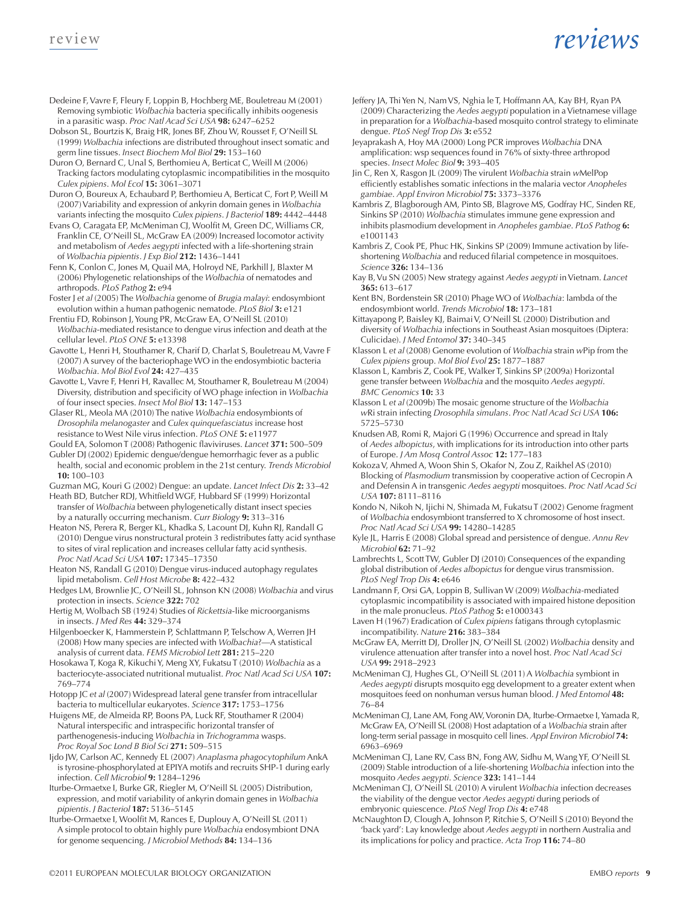Dedeine F, Vavre F, Fleury F, Loppin B, Hochberg ME, Bouletreau M (2001) Removing symbiotic *Wolbachia* bacteria specifically inhibits oogenesis in a parasitic wasp. *Proc Natl Acad Sci USA* **98:** 6247–6252

Dobson SL, Bourtzis K, Braig HR, Jones BF, Zhou W, Rousset F, O'Neill SL (1999) *Wolbachia* infections are distributed throughout insect somatic and germ line tissues. *Insect Biochem Mol Biol* **29:** 153–160

Duron O, Bernard C, Unal S, Berthomieu A, Berticat C, Weill M (2006) Tracking factors modulating cytoplasmic incompatibilities in the mosquito *Culex pipiens*. *Mol Ecol* **15:** 3061–3071

Duron O, Boureux A, Echaubard P, Berthomieu A, Berticat C, Fort P, Weill M (2007) Variability and expression of ankyrin domain genes in *Wolbachia* variants infecting the mosquito *Culex pipiens*. *J Bacteriol* **189:** 4442–4448

Evans O, Caragata EP, McMeniman CJ, Woolfit M, Green DC, Williams CR, Franklin CE, O'Neill SL, McGraw EA (2009) Increased locomotor activity and metabolism of *Aedes aegypti* infected with a life-shortening strain of *Wolbachia pipientis*. *J Exp Biol* **212:** 1436–1441

Fenn K, Conlon C, Jones M, Quail MA, Holroyd NE, Parkhill J, Blaxter M (2006) Phylogenetic relationships of the *Wolbachia* of nematodes and arthropods. *PLoS Pathog* **2:** e94

Foster J *et al* (2005) The *Wolbachia* genome of *Brugia malayi*: endosymbiont evolution within a human pathogenic nematode. *PLoS Biol* **3:** e121

Frentiu FD, Robinson J, Young PR, McGraw EA, O'Neill SL (2010) *Wolbachia*-mediated resistance to dengue virus infection and death at the cellular level. *PLoS ONE* **5:** e13398

Gavotte L, Henri H, Stouthamer R, Charif D, Charlat S, Bouletreau M, Vavre F (2007) A survey of the bacteriophage WO in the endosymbiotic bacteria *Wolbachia*. *Mol Biol Evol* **24:** 427–435

Gavotte L, Vavre F, Henri H, Ravallec M, Stouthamer R, Bouletreau M (2004) Diversity, distribution and specificity of WO phage infection in *Wolbachia* of four insect species. *Insect Mol Biol* **13:** 147–153

Glaser RL, Meola MA (2010) The native *Wolbachia* endosymbionts of *Drosophila melanogaster* and *Culex quinquefasciatus* increase host resistance to West Nile virus infection. *PLoS ONE* **5:** e11977

Gould EA, Solomon T (2008) Pathogenic flaviviruses. *Lancet* **371:** 500–509

Gubler DJ (2002) Epidemic dengue/dengue hemorrhagic fever as a public health, social and economic problem in the 21st century. *Trends Microbiol* **10:** 100–103

Guzman MG, Kouri G (2002) Dengue: an update. *Lancet Infect Dis* **2:** 33–42

Heath BD, Butcher RDJ, Whitfield WGF, Hubbard SF (1999) Horizontal transfer of *Wolbachia* between phylogenetically distant insect species by a naturally occurring mechanism. *Curr Biology* **9:** 313–316

Heaton NS, Perera R, Berger KL, Khadka S, Lacount DJ, Kuhn RJ, Randall G (2010) Dengue virus nonstructural protein 3 redistributes fatty acid synthase to sites of viral replication and increases cellular fatty acid synthesis. *Proc Natl Acad Sci USA* **107:** 17345–17350

Heaton NS, Randall G (2010) Dengue virus-induced autophagy regulates lipid metabolism. *Cell Host Microbe* **8:** 422–432

Hedges LM, Brownlie JC, O'Neill SL, Johnson KN (2008) *Wolbachia* and virus protection in insects. *Science* **322:** 702

Hertig M, Wolbach SB (1924) Studies of *Rickettsia*-like microorganisms in insects. *J Med Res* **44:** 329–374

Hilgenboecker K, Hammerstein P, Schlattmann P, Telschow A, Werren JH (2008) How many species are infected with *Wolbachia*?—A statistical analysis of current data. *FEMS Microbiol Lett* **281:** 215–220

Hosokawa T, Koga R, Kikuchi Y, Meng XY, Fukatsu T (2010) *Wolbachia* as a bacteriocyte-associated nutritional mutualist. *Proc Natl Acad Sci USA* **107:** 769–774

Hotopp JC *et al* (2007) Widespread lateral gene transfer from intracellular bacteria to multicellular eukaryotes. *Science* **317:** 1753–1756

Huigens ME, de Almeida RP, Boons PA, Luck RF, Stouthamer R (2004) Natural interspecific and intraspecific horizontal transfer of parthenogenesis-inducing *Wolbachia* in *Trichogramma* wasps. *Proc Royal Soc Lond B Biol Sci* **271:** 509–515

Ijdo JW, Carlson AC, Kennedy EL (2007) *Anaplasma phagocytophilum* AnkA is tyrosine-phosphorylated at EPIYA motifs and recruits SHP-1 during early infection. *Cell Microbiol* **9:** 1284–1296

Iturbe-Ormaetxe I, Burke GR, Riegler M, O'Neill SL (2005) Distribution, expression, and motif variability of ankyrin domain genes in *Wolbachia pipientis*. *J Bacteriol* **187:** 5136–5145

Iturbe-Ormaetxe I, Woolfit M, Rances E, Duplouy A, O'Neill SL (2011) A simple protocol to obtain highly pure *Wolbachia* endosymbiont DNA for genome sequencing. *J Microbiol Methods* **84:** 134–136

Jeffery JA, Thi Yen N, Nam VS, Nghia le T, Hoffmann AA, Kay BH, Ryan PA (2009) Characterizing the *Aedes aegypti* population in a Vietnamese village in preparation for a *Wolbachia*-based mosquito control strategy to eliminate dengue. *PLoS Negl Trop Dis* **3:** e552

Jeyaprakash A, Hoy MA (2000) Long PCR improves *Wolbachia* DNA amplification: wsp sequences found in 76% of sixty-three arthropod species. *Insect Molec Biol* **9:** 393–405

Jin C, Ren X, Rasgon JL (2009) The virulent *Wolbachia* strain *w*MelPop efficiently establishes somatic infections in the malaria vector *Anopheles gambiae*. *Appl Environ Microbiol* **75:** 3373–3376

Kambris Z, Blagborough AM, Pinto SB, Blagrove MS, Godfray HC, Sinden RE, Sinkins SP (2010) *Wolbachia* stimulates immune gene expression and inhibits plasmodium development in *Anopheles gambiae*. *PLoS Pathog* **6:** e1001143

Kambris Z, Cook PE, Phuc HK, Sinkins SP (2009) Immune activation by life-shortening *Wolbachia* and reduced filarial competence in mosquitoes. *Science* **326:** 134–136

Kay B, Vu SN (2005) New strategy against *Aedes aegypti* in Vietnam. *Lancet* **365:** 613–617

Kent BN, Bordenstein SR (2010) Phage WO of *Wolbachia*: lambda of the endosymbiont world. *Trends Microbiol* **18:** 173–181

Kittayapong P, Baisley KJ, Baimai V, O'Neill SL (2000) Distribution and diversity of *Wolbachia* infections in Southeast Asian mosquitoes (Diptera: Culicidae). *J Med Entomol* **37:** 340–345

Klasson L *et al* (2008) Genome evolution of *Wolbachia* strain *w*Pip from the *Culex pipiens* group. *Mol Biol Evol* **25:** 1877–1887

Klasson L, Kambris Z, Cook PE, Walker T, Sinkins SP (2009a) Horizontal gene transfer between *Wolbachia* and the mosquito *Aedes aegypti*. *BMC Genomics* **10:** 33

Klasson L *et al* (2009b) The mosaic genome structure of the *Wolbachia* *w*Ri strain infecting *Drosophila simulans*. *Proc Natl Acad Sci USA* **106:** 5725–5730

Knudsen AB, Romi R, Majori G (1996) Occurrence and spread in Italy of *Aedes albopictus*, with implications for its introduction into other parts of Europe. *J Am Mosq Control Assoc* **12:** 177–183

Kokoza V, Ahmed A, Woon Shin S, Okafor N, Zou Z, Raikhel AS (2010) Blocking of *Plasmodium* transmission by cooperative action of Cecropin A and Defensin A in transgenic *Aedes aegypti* mosquitoes. *Proc Natl Acad Sci USA* **107:** 8111–8116

Kondo N, Nikoh N, Ijichi N, Shimada M, Fukatsu T (2002) Genome fragment of *Wolbachia* endosymbiont transferred to X chromosome of host insect. *Proc Natl Acad Sci USA* **99:** 14280–14285

Kyle JL, Harris E (2008) Global spread and persistence of dengue. *Annu Rev Microbiol* **62:** 71–92

Lambrechts L, Scott TW, Gubler DJ (2010) Consequences of the expanding global distribution of *Aedes albopictus* for dengue virus transmission. *PLoS Negl Trop Dis* **4:** e646

Landmann F, Orsi GA, Loppin B, Sullivan W (2009) *Wolbachia*-mediated cytoplasmic incompatibility is associated with impaired histone deposition in the male pronucleus. *PLoS Pathog* **5:** e1000343

Laven H (1967) Eradication of *Culex pipiens* fatigans through cytoplasmic incompatibility. *Nature* **216:** 383–384

McGraw EA, Merritt DJ, Droller JN, O'Neill SL (2002) *Wolbachia* density and virulence attenuation after transfer into a novel host. *Proc Natl Acad Sci USA* **99:** 2918–2923

McMeniman CJ, Hughes GL, O'Neill SL (2011) A *Wolbachia* symbiont in *Aedes aegypti* disrupts mosquito egg development to a greater extent when mosquitoes feed on nonhuman versus human blood. *J Med Entomol* **48:** 76–84

McMeniman CJ, Lane AM, Fong AW, Voronin DA, Iturbe-Ormaetxe I, Yamada R, McGraw EA, O'Neill SL (2008) Host adaptation of a *Wolbachia* strain after long-term serial passage in mosquito cell lines. *Appl Environ Microbiol* **74:** 6963–6969

McMeniman CJ, Lane RV, Cass BN, Fong AW, Sidhu M, Wang YF, O'Neill SL (2009) Stable introduction of a life-shortening *Wolbachia* infection into the mosquito *Aedes aegypti*. *Science* **323:** 141–144

McMeniman CJ, O'Neill SL (2010) A virulent *Wolbachia* infection decreases the viability of the dengue vector *Aedes aegypti* during periods of embryonic quiescence. *PLoS Negl Trop Dis* **4:** e748

McNaughton D, Clough A, Johnson P, Ritchie S, O'Neill S (2010) Beyond the 'back yard': Lay knowledge about *Aedes aegypti* in northern Australia and its implications for policy and practice. *Acta Trop* **116:** 74–80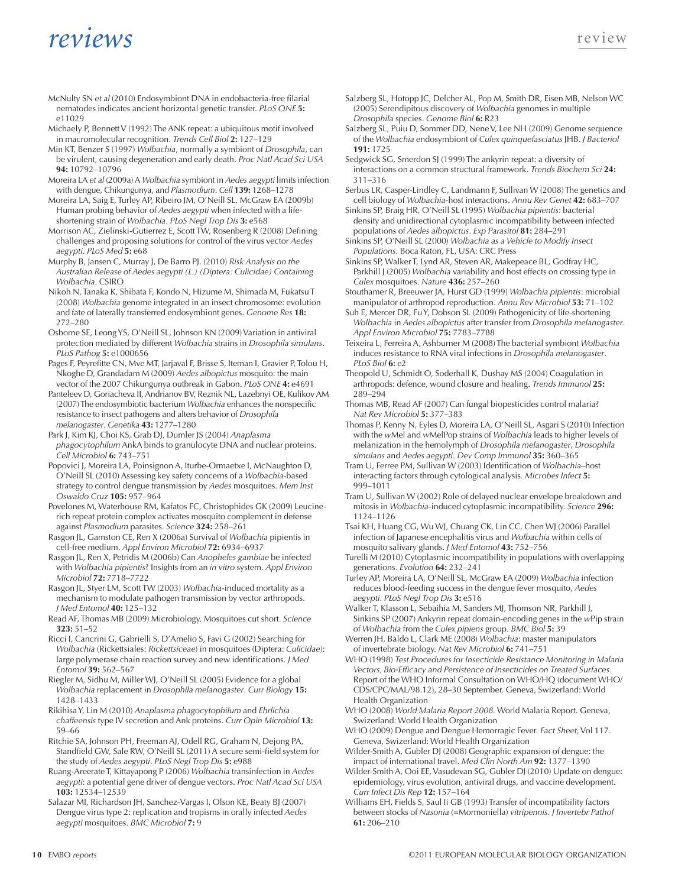McNulty SN *et al* (2010) Endosymbiont DNA in endobacteria-free filarial nematodes indicates ancient horizontal genetic transfer. *PLoS ONE* **5:** e11029

Michaely P, Bennett V (1992) The ANK repeat: a ubiquitous motif involved in macromolecular recognition. *Trends Cell Biol* **2:** 127–129

Min KT, Benzer S (1997) *Wolbachia*, normally a symbiont of *Drosophila*, can be virulent, causing degeneration and early death. *Proc Natl Acad Sci USA* **94:** 10792–10796

Moreira LA *et al* (2009a) A *Wolbachia* symbiont in *Aedes aegypti* limits infection with dengue, Chikungunya, and *Plasmodium*. *Cell* **139:** 1268–1278

Moreira LA, Saig E, Turley AP, Ribeiro JM, O'Neill SL, McGraw EA (2009b) Human probing behavior of *Aedes aegypti* when infected with a life-shortening strain of *Wolbachia*. *PLoS Negl Trop Dis* **3:** e568

Morrison AC, Zielinski-Gutierrez E, Scott TW, Rosenberg R (2008) Defining challenges and proposing solutions for control of the virus vector *Aedes aegypti*. *PLoS Med* **5:** e68

Murphy B, Jansen C, Murray J, De Barro PJ. (2010) *Risk Analysis on the Australian Release of Aedes aegypti (L.) (Diptera: Culicidae) Containing Wolbachia*. CSIRO

Nikoh N, Tanaka K, Shibata F, Kondo N, Hizume M, Shimada M, Fukatsu T (2008) *Wolbachia* genome integrated in an insect chromosome: evolution and fate of laterally transferred endosymbiont genes. *Genome Res* **18:** 272–280

Osborne SE, Leong YS, O'Neill SL, Johnson KN (2009) Variation in antiviral protection mediated by different *Wolbachia* strains in *Drosophila simulans*. *PLoS Pathog* **5:** e1000656

Pages F, Peyrefitte CN, Mve MT, Jarjaval F, Brisse S, Iteman I, Gravier P, Tolou H, Nkoghe D, Grandadam M (2009) *Aedes albopictus* mosquito: the main vector of the 2007 Chikungunya outbreak in Gabon. *PLoS ONE* **4:** e4691

Panteleev D, Goriacheva II, Andrianov BV, Reznik NL, Lazebnyi OE, Kulikov AM (2007) The endosymbiotic bacterium *Wolbachia* enhances the nonspecific resistance to insect pathogens and alters behavior of *Drosophila melanogaster*. *Genetika* **43:** 1277–1280

Park J, Kim KJ, Choi KS, Grab DJ, Dumler JS (2004) *Anaplasma phagocytophilum* AnkA binds to granulocyte DNA and nuclear proteins. *Cell Microbiol* **6:** 743–751

Popovici J, Moreira LA, Poinsignon A, Iturbe-Ormaetxe I, McNaughton D, O'Neill SL (2010) Assessing key safety concerns of a *Wolbachia*-based strategy to control dengue transmission by *Aedes* mosquitoes. *Mem Inst Oswaldo Cruz* **105:** 957–964

Povelones M, Waterhouse RM, Kafatos FC, Christophides GK (2009) Leucine-rich repeat protein complex activates mosquito complement in defense against *Plasmodium* parasites. *Science* **324:** 258–261

Rasgon JL, Gamston CE, Ren X (2006a) Survival of *Wolbachia* pipientis in cell-free medium. *Appl Environ Microbiol* **72:** 6934–6937

Rasgon JL, Ren X, Petridis M (2006b) Can *Anopheles gambiae* be infected with *Wolbachia pipientis*? Insights from an *in vitro* system. *Appl Environ Microbiol* **72:** 7718–7722

Rasgon JL, Styer LM, Scott TW (2003) *Wolbachia*-induced mortality as a mechanism to modulate pathogen transmission by vector arthropods. *J Med Entomol* **40:** 125–132

Read AF, Thomas MB (2009) Microbiology. Mosquitoes cut short. *Science* **323:** 51–52

Ricci I, Cancrini G, Gabrielli S, D'Amelio S, Favi G (2002) Searching for *Wolbachia* (Rickettsiales: *Rickettsiceae*) in mosquitoes (Diptera: *Culicidae*): large polymerase chain reaction survey and new identifications. *J Med Entomol* **39:** 562–567

Riegler M, Sidhu M, Miller WJ, O'Neill SL (2005) Evidence for a global *Wolbachia* replacement in *Drosophila melanogaster*. *Curr Biology* **15:** 1428–1433

Rikihisa Y, Lin M (2010) *Anaplasma phagocytophilum* and *Ehrlichia chaffeensis* type IV secretion and Ank proteins. *Curr Opin Microbiol* **13:** 59–66

Ritchie SA, Johnson PH, Freeman AJ, Odell RG, Graham N, Dejong PA, Standfield GW, Sale RW, O'Neill SL (2011) A secure semi-field system for the study of *Aedes aegypti*. *PLoS Negl Trop Dis* **5:** e988

Ruang-Areerate T, Kittayapong P (2006) *Wolbachia* transinfection in *Aedes aegypti*: a potential gene driver of dengue vectors. *Proc Natl Acad Sci USA* **103:** 12534–12539

Salazar MI, Richardson JH, Sanchez-Vargas I, Olson KE, Beaty BJ (2007) Dengue virus type 2: replication and tropisms in orally infected *Aedes aegypti* mosquitoes. *BMC Microbiol* **7:** 9

Salzberg SL, Hotopp JC, Delcher AL, Pop M, Smith DR, Eisen MB, Nelson WC (2005) Serendipitous discovery of *Wolbachia* genomes in multiple *Drosophila* species. *Genome Biol* **6:** R23

Salzberg SL, Puiu D, Sommer DD, Nene V, Lee NH (2009) Genome sequence of the *Wolbachia* endosymbiont of *Culex quinquefasciatus* JHB. *J Bacteriol* **191:** 1725

Sedgwick SG, Smerdon SJ (1999) The ankyrin repeat: a diversity of interactions on a common structural framework. *Trends Biochem Sci* **24:** 311–316

Serbus LR, Casper-Lindley C, Landmann F, Sullivan W (2008) The genetics and cell biology of *Wolbachia*-host interactions. *Annu Rev Genet* **42:** 683–707

Sinkins SP, Braig HR, O'Neill SL (1995) *Wolbachia pipientis*: bacterial density and unidirectional cytoplasmic incompatibility between infected populations of *Aedes albopictus*. *Exp Parasitol* **81:** 284–291

Sinkins SP, O'Neill SL (2000) *Wolbachia as a Vehicle to Modify Insect Populations*. Boca Raton, FL, USA: CRC Press

Sinkins SP, Walker T, Lynd AR, Steven AR, Makepeace BL, Godfray HC, Parkhill J (2005) *Wolbachia* variability and host effects on crossing type in *Culex* mosquitoes. *Nature* **436:** 257–260

Stouthamer R, Breeuwer JA, Hurst GD (1999) *Wolbachia pipientis*: microbial manipulator of arthropod reproduction. *Annu Rev Microbiol* **53:** 71–102

Suh E, Mercer DR, Fu Y, Dobson SL (2009) Pathogenicity of life-shortening *Wolbachia* in *Aedes albopictus* after transfer from *Drosophila melanogaster*. *Appl Environ Microbiol* **75:** 7783–7788

Teixeira L, Ferreira A, Ashburner M (2008) The bacterial symbiont *Wolbachia* induces resistance to RNA viral infections in *Drosophila melanogaster*. *PLoS Biol* **6:** e2

Theopold U, Schmidt O, Soderhall K, Dushay MS (2004) Coagulation in arthropods: defence, wound closure and healing. *Trends Immunol* **25:** 289–294

Thomas MB, Read AF (2007) Can fungal biopesticides control malaria? *Nat Rev Microbiol* **5:** 377–383

Thomas P, Kenny N, Eyles D, Moreira LA, O'Neill SL, Asgari S (2010) Infection with the *w*Mel and *w*MelPop strains of *Wolbachia* leads to higher levels of melanization in the hemolymph of *Drosophila melanogaster*, *Drosophila simulans* and *Aedes aegypti*. *Dev Comp Immunol* **35:** 360–365

Tram U, Ferree PM, Sullivan W (2003) Identification of *Wolbachia*–host interacting factors through cytological analysis. *Microbes Infect* **5:** 999–1011

Tram U, Sullivan W (2002) Role of delayed nuclear envelope breakdown and mitosis in *Wolbachia*-induced cytoplasmic incompatibility. *Science* **296:** 1124–1126

Tsai KH, Huang CG, Wu WJ, Chuang CK, Lin CC, Chen WJ (2006) Parallel infection of Japanese encephalitis virus and *Wolbachia* within cells of mosquito salivary glands. *J Med Entomol* **43:** 752–756

Turelli M (2010) Cytoplasmic incompatibility in populations with overlapping generations. *Evolution* **64:** 232–241

Turley AP, Moreira LA, O'Neill SL, McGraw EA (2009) *Wolbachia* infection reduces blood-feeding success in the dengue fever mosquito, *Aedes aegypti*. *PLoS Negl Trop Dis* **3:** e516

Walker T, Klasson L, Sebaihia M, Sanders MJ, Thomson NR, Parkhill J, Sinkins SP (2007) Ankyrin repeat domain-encoding genes in the *w*Pip strain of *Wolbachia* from the *Culex pipiens* group. *BMC Biol* **5:** 39

Werren JH, Baldo L, Clark ME (2008) *Wolbachia*: master manipulators of invertebrate biology. *Nat Rev Microbiol* **6:** 741–751

WHO (1998) *Test Procedures for Insecticide Resistance Monitoring in Malaria Vectors, Bio-Efficacy and Persistence of Insecticides on Treated Surfaces*. Report of the WHO Informal Consultation on WHO/HQ (document WHO/CDS/CPC/MAL/98.12), 28–30 September. Geneva, Swizerland: World Health Organization

WHO (2008) *World Malaria Report 2008*. World Malaria Report. Geneva, Swizerland: World Health Organization

WHO (2009) Dengue and Dengue Hemorragic Fever. *Fact Sheet*, Vol 117. Geneva, Swizerland: World Health Organization

Wilder-Smith A, Gubler DJ (2008) Geographic expansion of dengue: the impact of international travel. *Med Clin North Am* **92:** 1377–1390

Wilder-Smith A, Ooi EE, Vasudevan SG, Gubler DJ (2010) Update on dengue: epidemiology, virus evolution, antiviral drugs, and vaccine development. *Curr Infect Dis Rep* **12:** 157–164

Williams EH, Fields S, Saul II GB (1993) Transfer of incompatibility factors between stocks of *Nasonia* (=Mormoniella) *vitripennis*. *J Invertebr Pathol* **61:** 206–210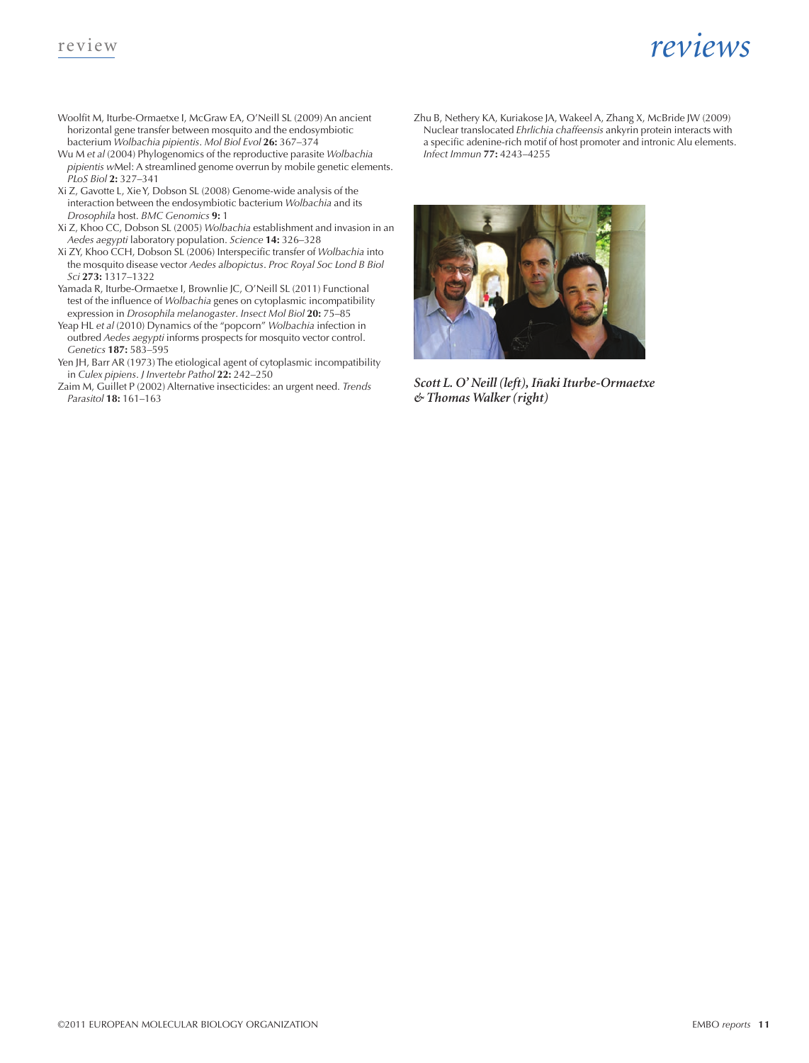Woolfit M, Iturbe-Ormaetxe I, McGraw EA, O'Neill SL (2009) An ancient horizontal gene transfer between mosquito and the endosymbiotic bacterium *Wolbachia pipientis*. *Mol Biol Evol* **26:** 367–374

Wu M *et al* (2004) Phylogenomics of the reproductive parasite *Wolbachia pipientis w*Mel: A streamlined genome overrun by mobile genetic elements. *PLoS Biol* **2:** 327–341

Xi Z, Gavotte L, Xie Y, Dobson SL (2008) Genome-wide analysis of the interaction between the endosymbiotic bacterium *Wolbachia* and its *Drosophila* host. *BMC Genomics* **9:** 1

Xi Z, Khoo CC, Dobson SL (2005) *Wolbachia* establishment and invasion in an *Aedes aegypti* laboratory population. *Science* **14:** 326–328

Xi ZY, Khoo CCH, Dobson SL (2006) Interspecific transfer of *Wolbachia* into the mosquito disease vector *Aedes albopictus*. *Proc Royal Soc Lond B Biol Sci* **273:** 1317–1322

Yamada R, Iturbe-Ormaetxe I, Brownlie JC, O'Neill SL (2011) Functional test of the influence of *Wolbachia* genes on cytoplasmic incompatibility expression in *Drosophila melanogaster*. *Insect Mol Biol* **20:** 75–85

Yeap HL *et al* (2010) Dynamics of the "popcorn" *Wolbachia* infection in outbred *Aedes aegypti* informs prospects for mosquito vector control. *Genetics* **187:** 583–595

Yen JH, Barr AR (1973) The etiological agent of cytoplasmic incompatibility in *Culex pipiens*. *J Invertebr Pathol* **22:** 242–250

Zaim M, Guillet P (2002) Alternative insecticides: an urgent need. *Trends Parasitol* **18:** 161–163

Zhu B, Nethery KA, Kuriakose JA, Wakeel A, Zhang X, McBride JW (2009) Nuclear translocated *Ehrlichia chaffeensis* ankyrin protein interacts with a specific adenine-rich motif of host promoter and intronic Alu elements. *Infect Immun* **77:** 4243–4255

***Scott L. O'Neill (left), Iñaki Iturbe-Ormaetxe & Thomas Walker (right)***